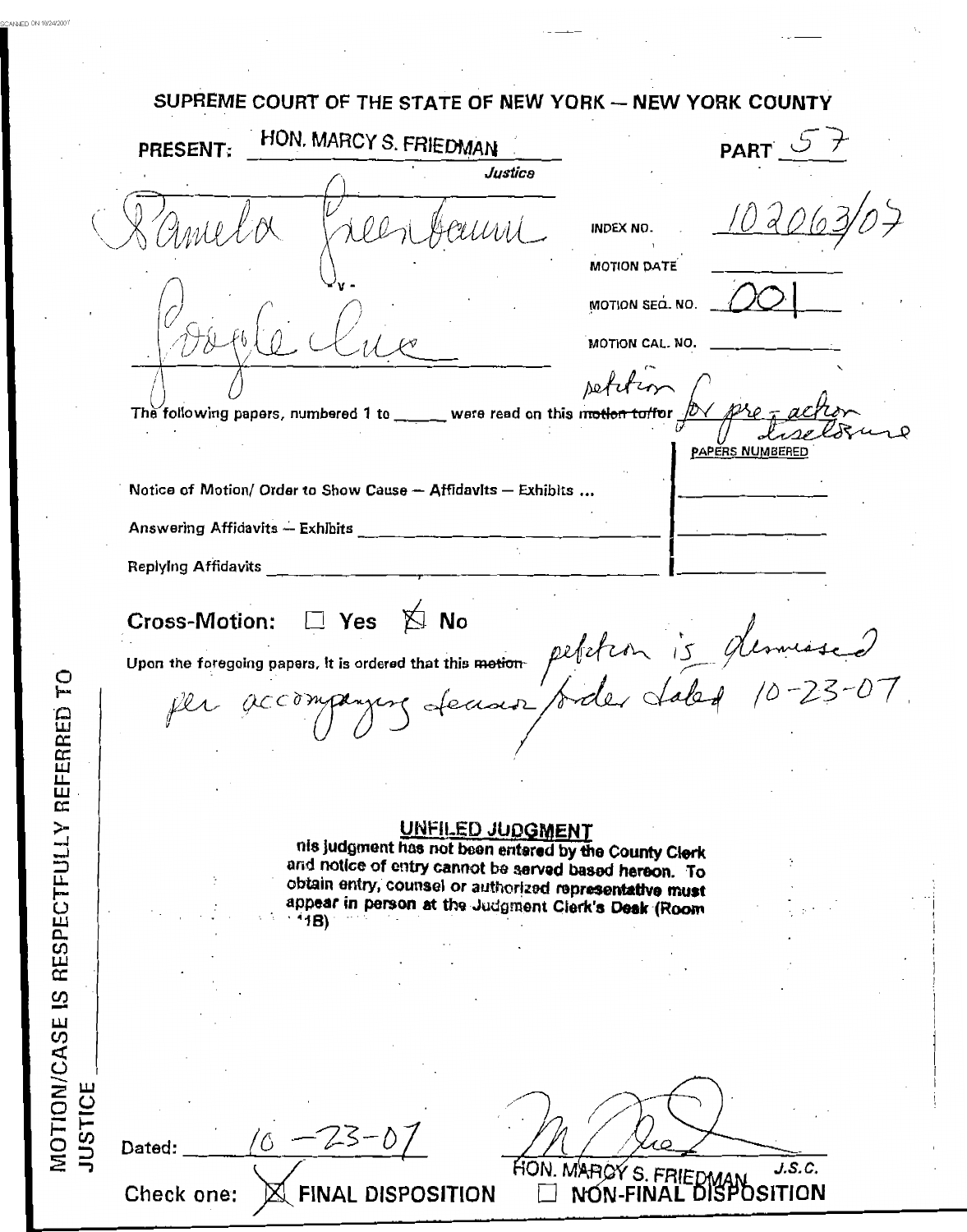SCANNED ON 10/24/2007

# SUPREME COURT OF THE STATE OF NEW YORK — NEW YORK COUNTY

PRESENT: HON. MARCY S. FRIEDMAN, Justice — PART 57

Pamela Greenbaum

- v -

Google Inc

INDEX NO. 102063/07

MOTION DATE ______

MOTION SEQ. NO. 001

MOTION CAL. NO. ______

The following papers, numbered 1 to ______ were read on this ~~motion to/for~~ petition for pre-action disclosure

| | PAPERS NUMBERED |
|---|---|
| Notice of Motion/ Order to Show Cause — Affidavits — Exhibits ... | |
| Answering Affidavits — Exhibits | |
| Replying Affidavits | |

Cross-Motion: ☐ Yes ☒ No

Upon the foregoing papers, it is ordered that this ~~motion~~ petition is dismissed per accompanying decision/order dated 10-23-07.

**UNFILED JUDGMENT**

This judgment has not been entered by the County Clerk and notice of entry cannot be served based hereon. To obtain entry, counsel or authorized representative must appear in person at the Judgment Clerk's Desk (Room 141B)

MOTION/CASE IS RESPECTFULLY REFERRED TO JUSTICE ______

Dated: 10-23-07

HON. MARCY S. FRIEDMAN, J.S.C.

Check one: ☒ FINAL DISPOSITION ☐ NON-FINAL DISPOSITION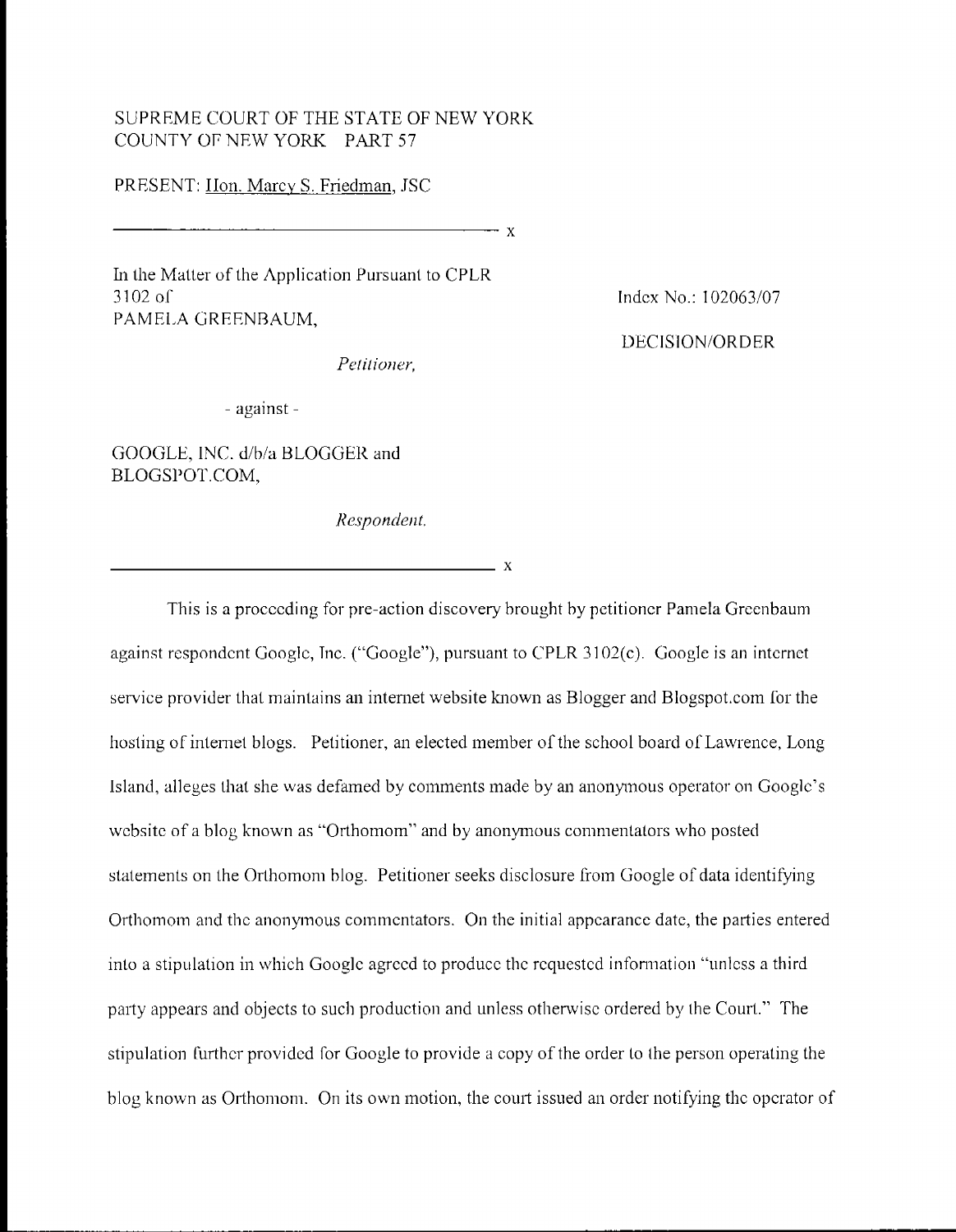SUPREME COURT OF THE STATE OF NEW YORK
COUNTY OF NEW YORK PART 57

PRESENT: Hon. Marcy S. Friedman, JSC

---------------------------------------------------------------- x

In the Matter of the Application Pursuant to CPLR 3102 of
PAMELA GREENBAUM,

*Petitioner,*

- against -

GOOGLE, INC. d/b/a BLOGGER and
BLOGSPOT.COM,

*Respondent.*

---------------------------------------------------------------- x

Index No.: 102063/07

DECISION/ORDER

This is a proceeding for pre-action discovery brought by petitioner Pamela Greenbaum against respondent Google, Inc. ("Google"), pursuant to CPLR 3102(c). Google is an internet service provider that maintains an internet website known as Blogger and Blogspot.com for the hosting of internet blogs. Petitioner, an elected member of the school board of Lawrence, Long Island, alleges that she was defamed by comments made by an anonymous operator on Google's website of a blog known as "Orthomom" and by anonymous commentators who posted statements on the Orthomom blog. Petitioner seeks disclosure from Google of data identifying Orthomom and the anonymous commentators. On the initial appearance date, the parties entered into a stipulation in which Google agreed to produce the requested information "unless a third party appears and objects to such production and unless otherwise ordered by the Court." The stipulation further provided for Google to provide a copy of the order to the person operating the blog known as Orthomom. On its own motion, the court issued an order notifying the operator of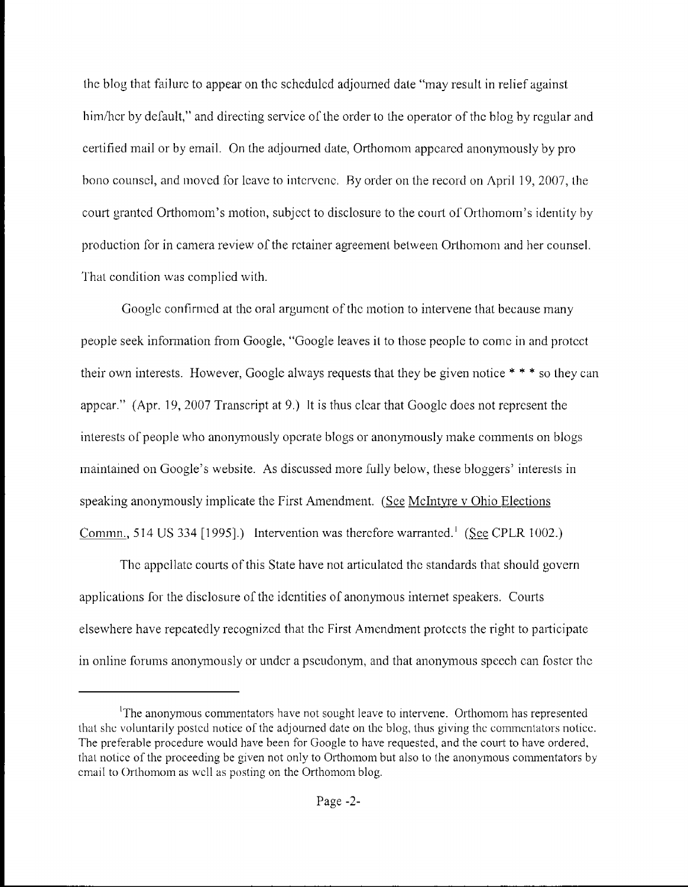the blog that failure to appear on the scheduled adjourned date "may result in relief against him/her by default," and directing service of the order to the operator of the blog by regular and certified mail or by email. On the adjourned date, Orthomom appeared anonymously by pro bono counsel, and moved for leave to intervene. By order on the record on April 19, 2007, the court granted Orthomom's motion, subject to disclosure to the court of Orthomom's identity by production for in camera review of the retainer agreement between Orthomom and her counsel. That condition was complied with.

Google confirmed at the oral argument of the motion to intervene that because many people seek information from Google, "Google leaves it to those people to come in and protect their own interests. However, Google always requests that they be given notice * * * so they can appear." (Apr. 19, 2007 Transcript at 9.) It is thus clear that Google does not represent the interests of people who anonymously operate blogs or anonymously make comments on blogs maintained on Google's website. As discussed more fully below, these bloggers' interests in speaking anonymously implicate the First Amendment. (See McIntyre v Ohio Elections Commn., 514 US 334 [1995].) Intervention was therefore warranted.[1] (See CPLR 1002.)

The appellate courts of this State have not articulated the standards that should govern applications for the disclosure of the identities of anonymous internet speakers. Courts elsewhere have repeatedly recognized that the First Amendment protects the right to participate in online forums anonymously or under a pseudonym, and that anonymous speech can foster the

[1] The anonymous commentators have not sought leave to intervene. Orthomom has represented that she voluntarily posted notice of the adjourned date on the blog, thus giving the commentators notice. The preferable procedure would have been for Google to have requested, and the court to have ordered, that notice of the proceeding be given not only to Orthomom but also to the anonymous commentators by email to Orthomom as well as posting on the Orthomom blog.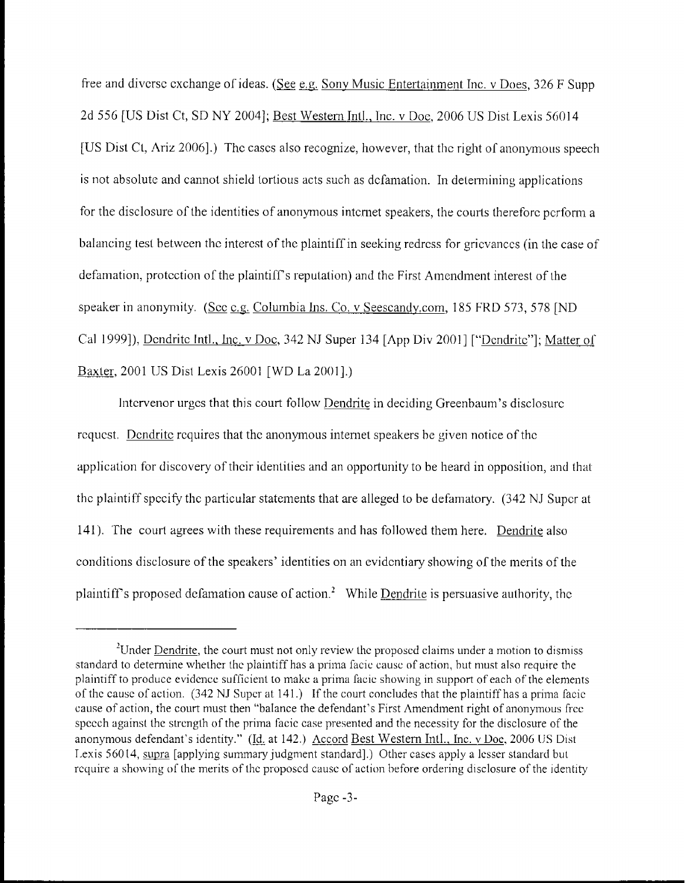free and diverse exchange of ideas. (See e.g. Sony Music Entertainment Inc. v Does, 326 F Supp 2d 556 [US Dist Ct, SD NY 2004]; Best Western Intl., Inc. v Doe, 2006 US Dist Lexis 56014 [US Dist Ct, Ariz 2006].) The cases also recognize, however, that the right of anonymous speech is not absolute and cannot shield tortious acts such as defamation. In determining applications for the disclosure of the identities of anonymous internet speakers, the courts therefore perform a balancing test between the interest of the plaintiff in seeking redress for grievances (in the case of defamation, protection of the plaintiff's reputation) and the First Amendment interest of the speaker in anonymity. (See e.g. Columbia Ins. Co. v Seescandy.com, 185 FRD 573, 578 [ND Cal 1999]), Dendrite Intl., Inc. v Doe, 342 NJ Super 134 [App Div 2001] ["Dendrite"]; Matter of Baxter, 2001 US Dist Lexis 26001 [WD La 2001].)

Intervenor urges that this court follow Dendrite in deciding Greenbaum's disclosure request. Dendrite requires that the anonymous internet speakers be given notice of the application for discovery of their identities and an opportunity to be heard in opposition, and that the plaintiff specify the particular statements that are alleged to be defamatory. (342 NJ Super at 141). The court agrees with these requirements and has followed them here. Dendrite also conditions disclosure of the speakers' identities on an evidentiary showing of the merits of the plaintiff's proposed defamation cause of action.[2] While Dendrite is persuasive authority, the

---

[2]Under Dendrite, the court must not only review the proposed claims under a motion to dismiss standard to determine whether the plaintiff has a prima facie cause of action, but must also require the plaintiff to produce evidence sufficient to make a prima facie showing in support of each of the elements of the cause of action. (342 NJ Super at 141.) If the court concludes that the plaintiff has a prima facie cause of action, the court must then "balance the defendant's First Amendment right of anonymous free speech against the strength of the prima facie case presented and the necessity for the disclosure of the anonymous defendant's identity." (Id. at 142.) Accord Best Western Intl., Inc. v Doe, 2006 US Dist Lexis 56014, supra [applying summary judgment standard].) Other cases apply a lesser standard but require a showing of the merits of the proposed cause of action before ordering disclosure of the identity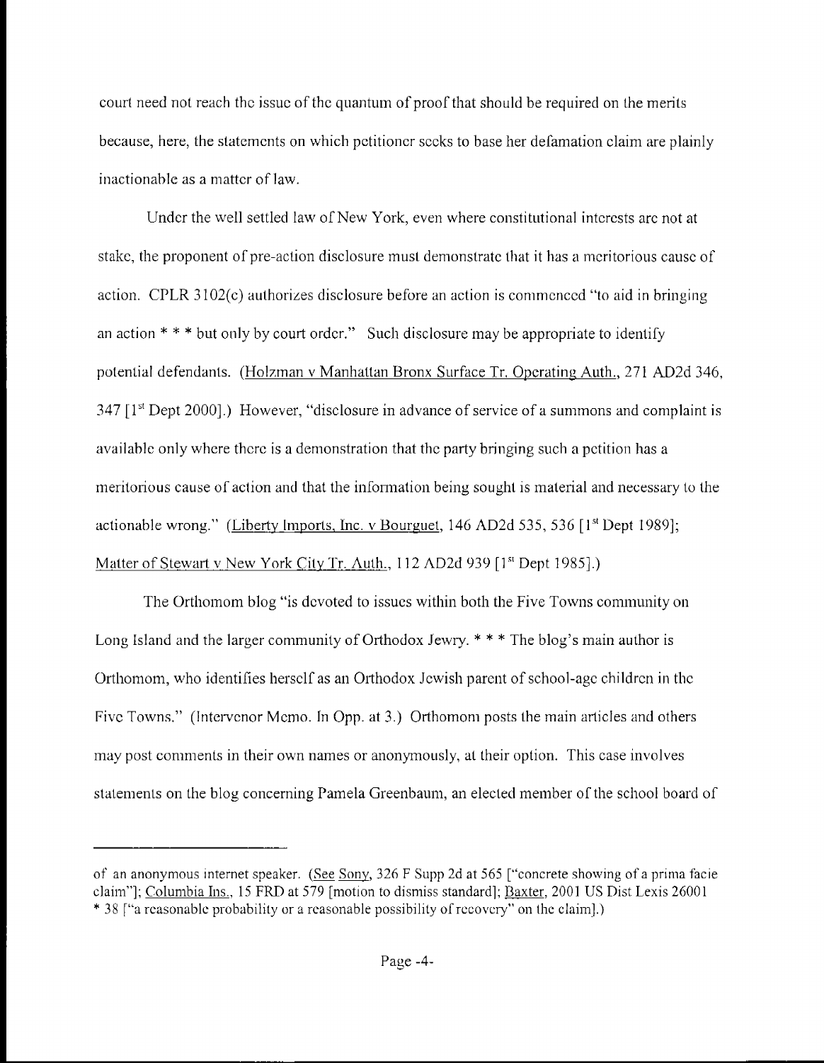court need not reach the issue of the quantum of proof that should be required on the merits because, here, the statements on which petitioner seeks to base her defamation claim are plainly inactionable as a matter of law.

Under the well settled law of New York, even where constitutional interests are not at stake, the proponent of pre-action disclosure must demonstrate that it has a meritorious cause of action. CPLR 3102(c) authorizes disclosure before an action is commenced "to aid in bringing an action * * * but only by court order." Such disclosure may be appropriate to identify potential defendants. (Holzman v Manhattan Bronx Surface Tr. Operating Auth., 271 AD2d 346, 347 [1st Dept 2000].) However, "disclosure in advance of service of a summons and complaint is available only where there is a demonstration that the party bringing such a petition has a meritorious cause of action and that the information being sought is material and necessary to the actionable wrong." (Liberty Imports, Inc. v Bourguet, 146 AD2d 535, 536 [1st Dept 1989]; Matter of Stewart v New York City Tr. Auth., 112 AD2d 939 [1st Dept 1985].)

The Orthomom blog "is devoted to issues within both the Five Towns community on Long Island and the larger community of Orthodox Jewry. * * * The blog's main author is Orthomom, who identifies herself as an Orthodox Jewish parent of school-age children in the Five Towns." (Intervenor Memo. In Opp. at 3.) Orthomom posts the main articles and others may post comments in their own names or anonymously, at their option. This case involves statements on the blog concerning Pamela Greenbaum, an elected member of the school board of

---

of an anonymous internet speaker. (See Sony, 326 F Supp 2d at 565 ["concrete showing of a prima facie claim"]; Columbia Ins., 15 FRD at 579 [motion to dismiss standard]; Baxter, 2001 US Dist Lexis 26001 * 38 ["a reasonable probability or a reasonable possibility of recovery" on the claim].)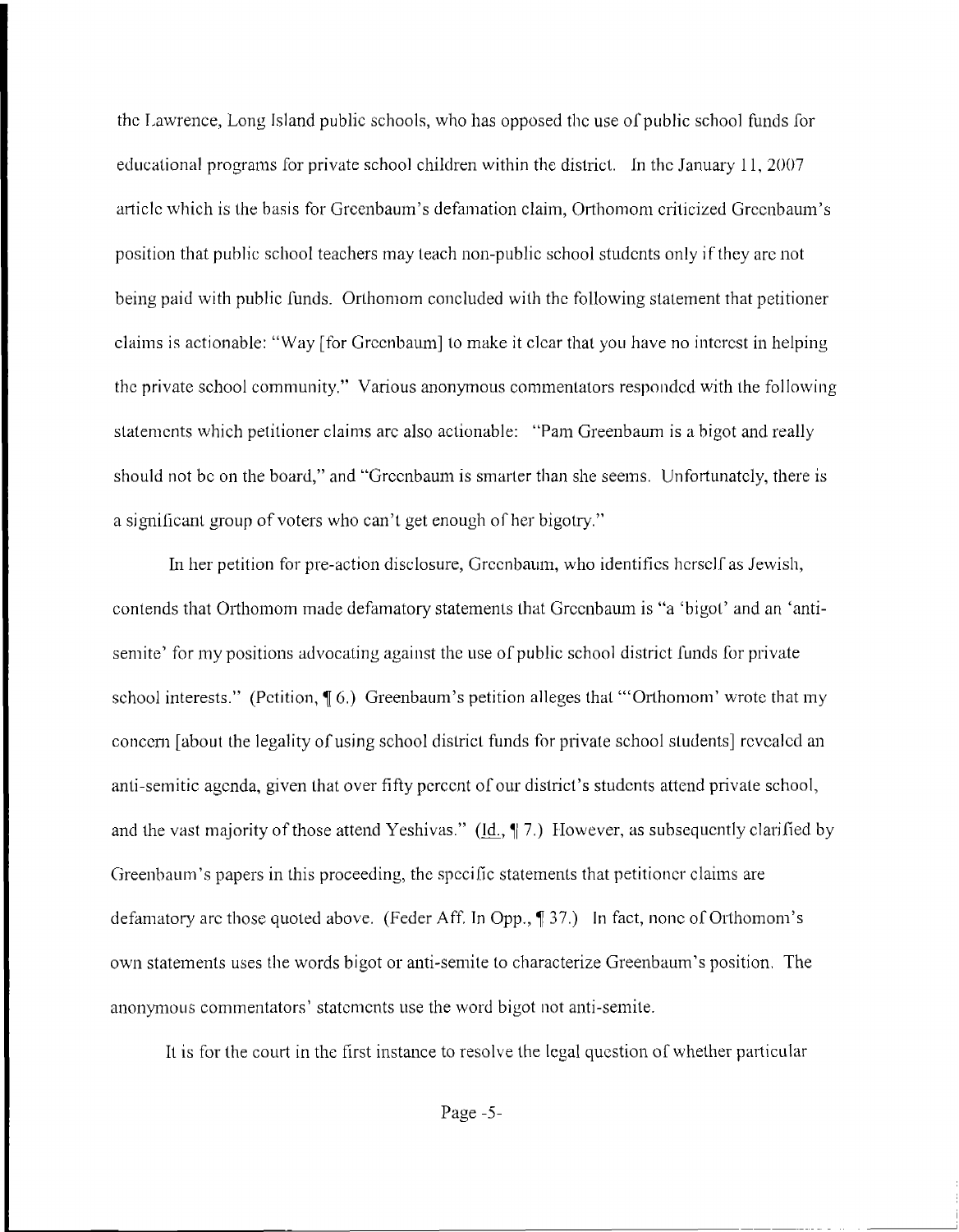the Lawrence, Long Island public schools, who has opposed the use of public school funds for educational programs for private school children within the district. In the January 11, 2007 article which is the basis for Greenbaum's defamation claim, Orthomom criticized Greenbaum's position that public school teachers may teach non-public school students only if they are not being paid with public funds. Orthomom concluded with the following statement that petitioner claims is actionable: "Way [for Greenbaum] to make it clear that you have no interest in helping the private school community." Various anonymous commentators responded with the following statements which petitioner claims are also actionable: "Pam Greenbaum is a bigot and really should not be on the board," and "Greenbaum is smarter than she seems. Unfortunately, there is a significant group of voters who can't get enough of her bigotry."

In her petition for pre-action disclosure, Greenbaum, who identifies herself as Jewish, contends that Orthomom made defamatory statements that Greenbaum is "a 'bigot' and an 'anti-semite' for my positions advocating against the use of public school district funds for private school interests." (Petition, ¶ 6.) Greenbaum's petition alleges that "'Orthomom' wrote that my concern [about the legality of using school district funds for private school students] revealed an anti-semitic agenda, given that over fifty percent of our district's students attend private school, and the vast majority of those attend Yeshivas." (Id., ¶ 7.) However, as subsequently clarified by Greenbaum's papers in this proceeding, the specific statements that petitioner claims are defamatory are those quoted above. (Feder Aff. In Opp., ¶ 37.) In fact, none of Orthomom's own statements uses the words bigot or anti-semite to characterize Greenbaum's position. The anonymous commentators' statements use the word bigot not anti-semite.

It is for the court in the first instance to resolve the legal question of whether particular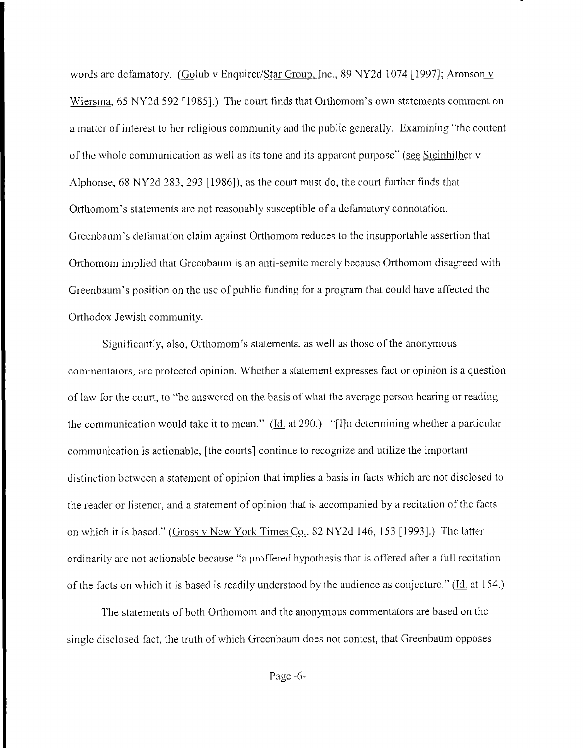words are defamatory. (Golub v Enquirer/Star Group, Inc., 89 NY2d 1074 [1997]; Aronson v Wiersma, 65 NY2d 592 [1985].) The court finds that Orthomom's own statements comment on a matter of interest to her religious community and the public generally. Examining "the content of the whole communication as well as its tone and its apparent purpose" (see Steinhilber v Alphonse, 68 NY2d 283, 293 [1986]), as the court must do, the court further finds that Orthomom's statements are not reasonably susceptible of a defamatory connotation. Greenbaum's defamation claim against Orthomom reduces to the insupportable assertion that Orthomom implied that Greenbaum is an anti-semite merely because Orthomom disagreed with Greenbaum's position on the use of public funding for a program that could have affected the Orthodox Jewish community.

Significantly, also, Orthomom's statements, as well as those of the anonymous commentators, are protected opinion. Whether a statement expresses fact or opinion is a question of law for the court, to "be answered on the basis of what the average person hearing or reading the communication would take it to mean." (Id. at 290.) "[I]n determining whether a particular communication is actionable, [the courts] continue to recognize and utilize the important distinction between a statement of opinion that implies a basis in facts which are not disclosed to the reader or listener, and a statement of opinion that is accompanied by a recitation of the facts on which it is based." (Gross v New York Times Co., 82 NY2d 146, 153 [1993].) The latter ordinarily are not actionable because "a proffered hypothesis that is offered after a full recitation of the facts on which it is based is readily understood by the audience as conjecture." (Id. at 154.)

The statements of both Orthomom and the anonymous commentators are based on the single disclosed fact, the truth of which Greenbaum does not contest, that Greenbaum opposes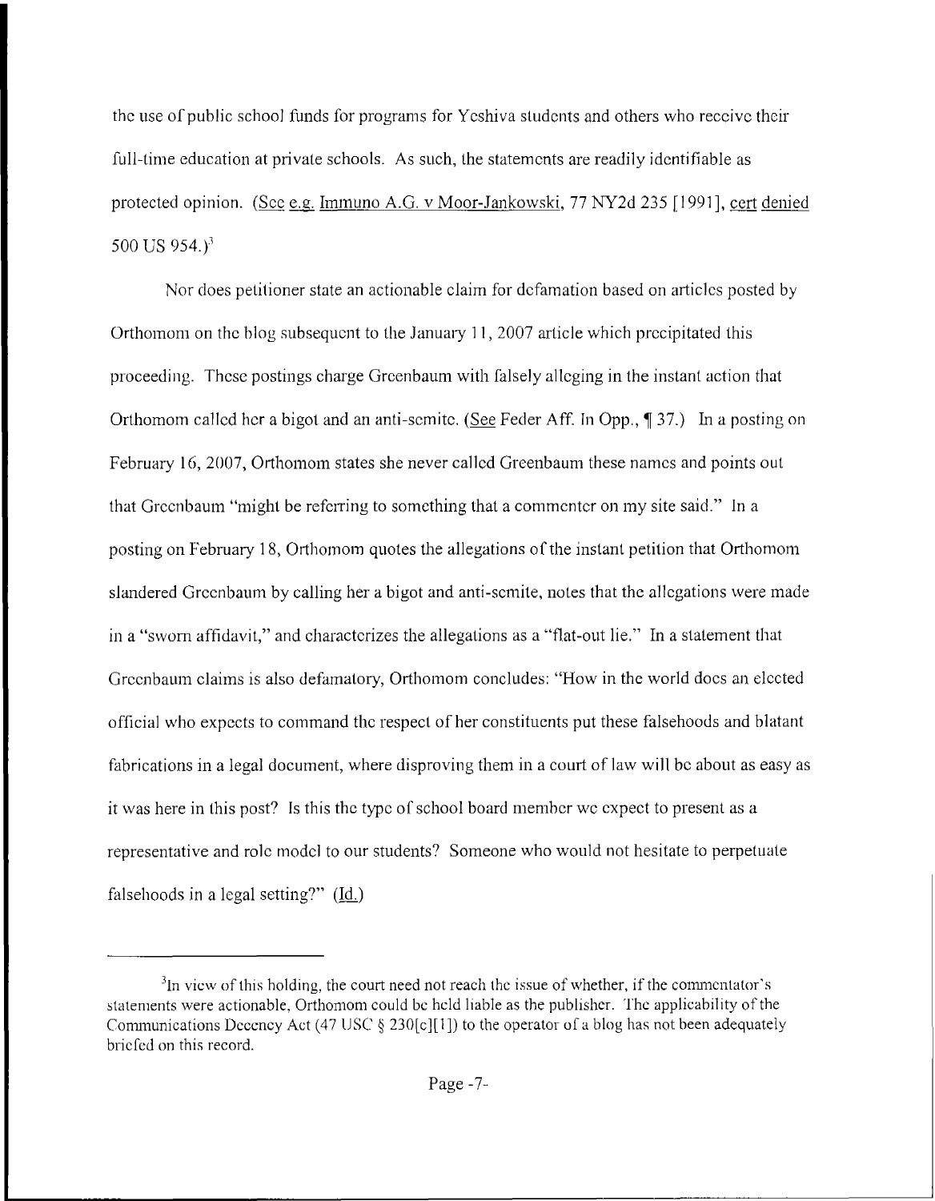the use of public school funds for programs for Yeshiva students and others who receive their full-time education at private schools. As such, the statements are readily identifiable as protected opinion. (See e.g. Immuno A.G. v Moor-Jankowski, 77 NY2d 235 [1991], cert denied 500 US 954.)[3]

Nor does petitioner state an actionable claim for defamation based on articles posted by Orthomom on the blog subsequent to the January 11, 2007 article which precipitated this proceeding. These postings charge Greenbaum with falsely alleging in the instant action that Orthomom called her a bigot and an anti-semite. (See Feder Aff. In Opp., ¶ 37.) In a posting on February 16, 2007, Orthomom states she never called Greenbaum these names and points out that Greenbaum "might be referring to something that a commenter on my site said." In a posting on February 18, Orthomom quotes the allegations of the instant petition that Orthomom slandered Greenbaum by calling her a bigot and anti-semite, notes that the allegations were made in a "sworn affidavit," and characterizes the allegations as a "flat-out lie." In a statement that Greenbaum claims is also defamatory, Orthomom concludes: "How in the world does an elected official who expects to command the respect of her constituents put these falsehoods and blatant fabrications in a legal document, where disproving them in a court of law will be about as easy as it was here in this post? Is this the type of school board member we expect to present as a representative and role model to our students? Someone who would not hesitate to perpetuate falsehoods in a legal setting?" (Id.)

---

[3] In view of this holding, the court need not reach the issue of whether, if the commentator's statements were actionable, Orthomom could be held liable as the publisher. The applicability of the Communications Decency Act (47 USC § 230[c][1]) to the operator of a blog has not been adequately briefed on this record.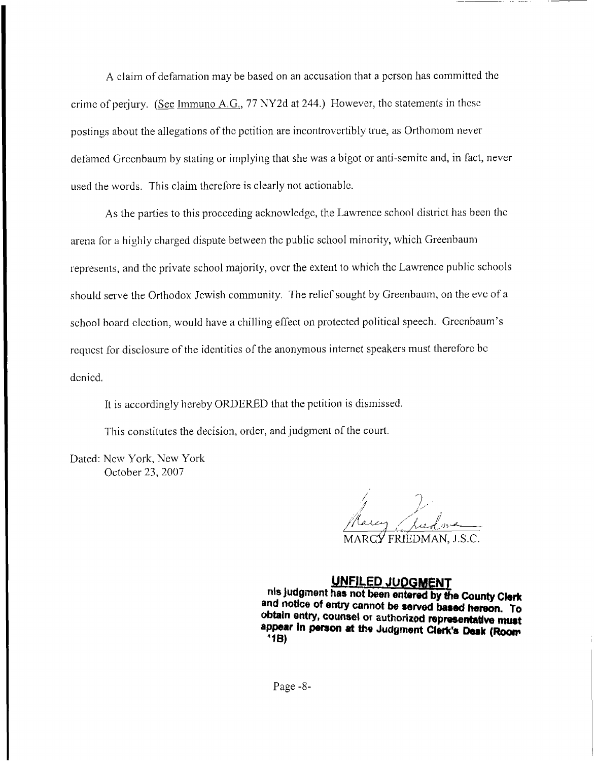A claim of defamation may be based on an accusation that a person has committed the crime of perjury. (See Immuno A.G., 77 NY2d at 244.) However, the statements in these postings about the allegations of the petition are incontrovertibly true, as Orthomom never defamed Greenbaum by stating or implying that she was a bigot or anti-semite and, in fact, never used the words. This claim therefore is clearly not actionable.

As the parties to this proceeding acknowledge, the Lawrence school district has been the arena for a highly charged dispute between the public school minority, which Greenbaum represents, and the private school majority, over the extent to which the Lawrence public schools should serve the Orthodox Jewish community. The relief sought by Greenbaum, on the eve of a school board election, would have a chilling effect on protected political speech. Greenbaum's request for disclosure of the identities of the anonymous internet speakers must therefore be denied.

It is accordingly hereby ORDERED that the petition is dismissed.

This constitutes the decision, order, and judgment of the court.

Dated: New York, New York
October 23, 2007

MARCY FRIEDMAN, J.S.C.

**UNFILED JUDGMENT**

**This judgment has not been entered by the County Clerk and notice of entry cannot be served based hereon. To obtain entry, counsel or authorized representative must appear in person at the Judgment Clerk's Desk (Room 141B)**